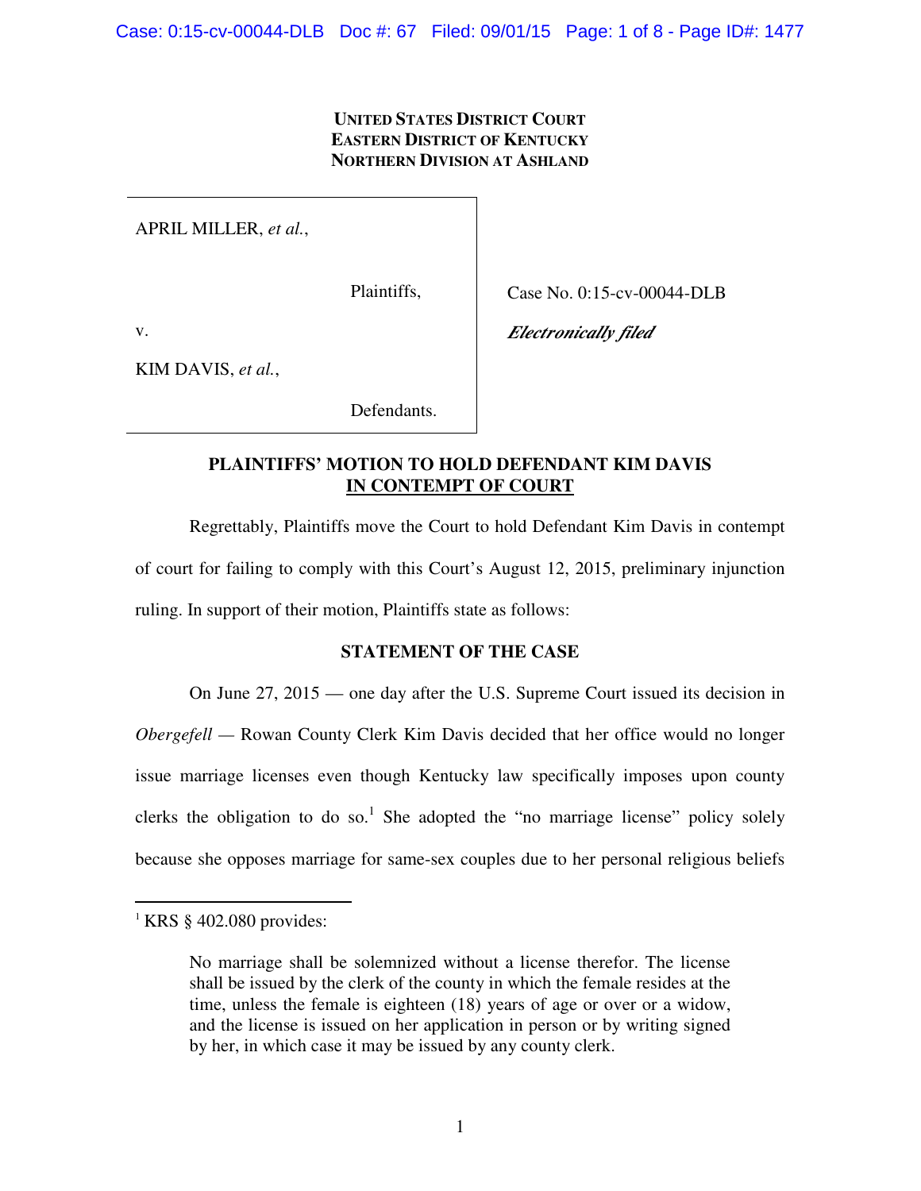**UNITED STATES DISTRICT COURT**
**EASTERN DISTRICT OF KENTUCKY**
**NORTHERN DIVISION AT ASHLAND**

| | |
|---|---|
| APRIL MILLER, *et al.*,<br><br>Plaintiffs,<br><br>v.<br><br>KIM DAVIS, *et al.*,<br><br>Defendants. | Case No. 0:15-cv-00044-DLB<br><br>***Electronically filed*** |

**PLAINTIFFS' MOTION TO HOLD DEFENDANT KIM DAVIS IN CONTEMPT OF COURT**

Regrettably, Plaintiffs move the Court to hold Defendant Kim Davis in contempt of court for failing to comply with this Court's August 12, 2015, preliminary injunction ruling. In support of their motion, Plaintiffs state as follows:

**STATEMENT OF THE CASE**

On June 27, 2015 — one day after the U.S. Supreme Court issued its decision in *Obergefell* — Rowan County Clerk Kim Davis decided that her office would no longer issue marriage licenses even though Kentucky law specifically imposes upon county clerks the obligation to do so.[1] She adopted the "no marriage license" policy solely because she opposes marriage for same-sex couples due to her personal religious beliefs

[1] KRS § 402.080 provides:

> No marriage shall be solemnized without a license therefor. The license shall be issued by the clerk of the county in which the female resides at the time, unless the female is eighteen (18) years of age or over or a widow, and the license is issued on her application in person or by writing signed by her, in which case it may be issued by any county clerk.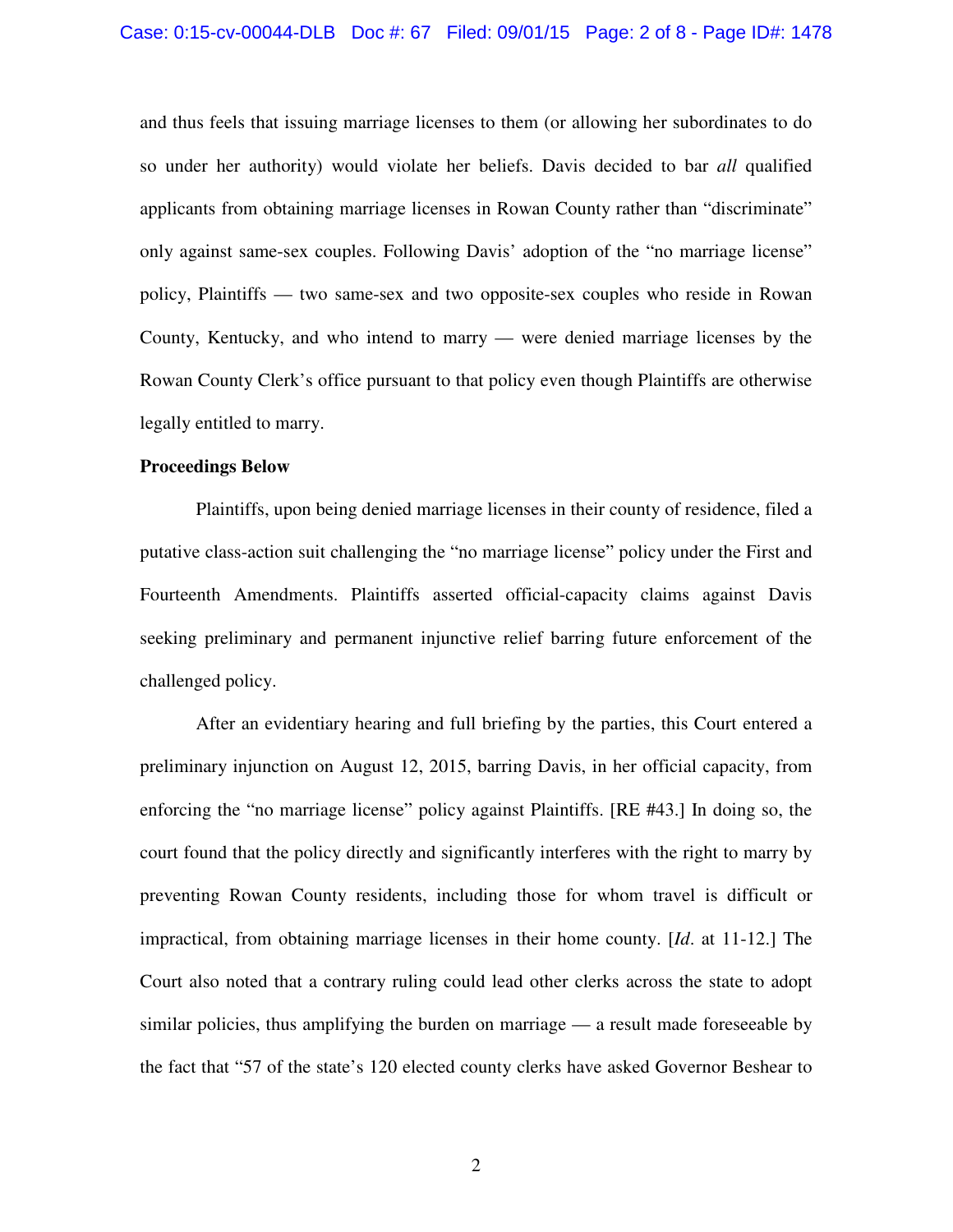and thus feels that issuing marriage licenses to them (or allowing her subordinates to do so under her authority) would violate her beliefs. Davis decided to bar *all* qualified applicants from obtaining marriage licenses in Rowan County rather than "discriminate" only against same-sex couples. Following Davis' adoption of the "no marriage license" policy, Plaintiffs — two same-sex and two opposite-sex couples who reside in Rowan County, Kentucky, and who intend to marry — were denied marriage licenses by the Rowan County Clerk's office pursuant to that policy even though Plaintiffs are otherwise legally entitled to marry.

**Proceedings Below**

Plaintiffs, upon being denied marriage licenses in their county of residence, filed a putative class-action suit challenging the "no marriage license" policy under the First and Fourteenth Amendments. Plaintiffs asserted official-capacity claims against Davis seeking preliminary and permanent injunctive relief barring future enforcement of the challenged policy.

After an evidentiary hearing and full briefing by the parties, this Court entered a preliminary injunction on August 12, 2015, barring Davis, in her official capacity, from enforcing the "no marriage license" policy against Plaintiffs. [RE #43.] In doing so, the court found that the policy directly and significantly interferes with the right to marry by preventing Rowan County residents, including those for whom travel is difficult or impractical, from obtaining marriage licenses in their home county. [*Id*. at 11-12.] The Court also noted that a contrary ruling could lead other clerks across the state to adopt similar policies, thus amplifying the burden on marriage — a result made foreseeable by the fact that "57 of the state's 120 elected county clerks have asked Governor Beshear to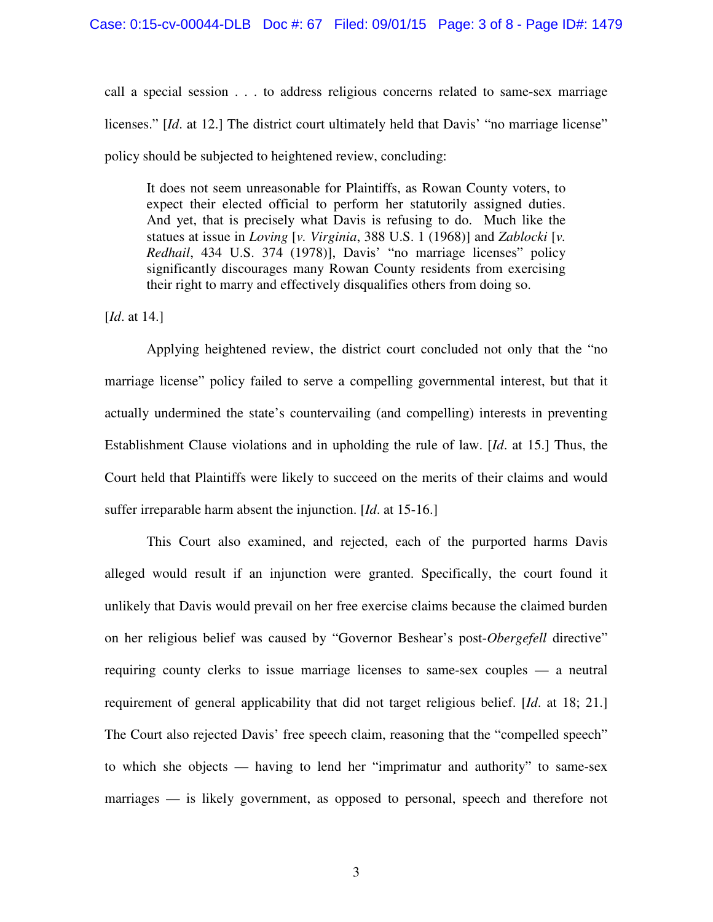call a special session . . . to address religious concerns related to same-sex marriage licenses." [*Id*. at 12.] The district court ultimately held that Davis' "no marriage license" policy should be subjected to heightened review, concluding:

> It does not seem unreasonable for Plaintiffs, as Rowan County voters, to expect their elected official to perform her statutorily assigned duties. And yet, that is precisely what Davis is refusing to do. Much like the statues at issue in *Loving* [*v. Virginia*, 388 U.S. 1 (1968)] and *Zablocki* [*v. Redhail*, 434 U.S. 374 (1978)], Davis' "no marriage licenses" policy significantly discourages many Rowan County residents from exercising their right to marry and effectively disqualifies others from doing so.

[*Id*. at 14.]

Applying heightened review, the district court concluded not only that the "no marriage license" policy failed to serve a compelling governmental interest, but that it actually undermined the state's countervailing (and compelling) interests in preventing Establishment Clause violations and in upholding the rule of law. [*Id*. at 15.] Thus, the Court held that Plaintiffs were likely to succeed on the merits of their claims and would suffer irreparable harm absent the injunction. [*Id*. at 15-16.]

This Court also examined, and rejected, each of the purported harms Davis alleged would result if an injunction were granted. Specifically, the court found it unlikely that Davis would prevail on her free exercise claims because the claimed burden on her religious belief was caused by "Governor Beshear's post-*Obergefell* directive" requiring county clerks to issue marriage licenses to same-sex couples — a neutral requirement of general applicability that did not target religious belief. [*Id*. at 18; 21.] The Court also rejected Davis' free speech claim, reasoning that the "compelled speech" to which she objects — having to lend her "imprimatur and authority" to same-sex marriages — is likely government, as opposed to personal, speech and therefore not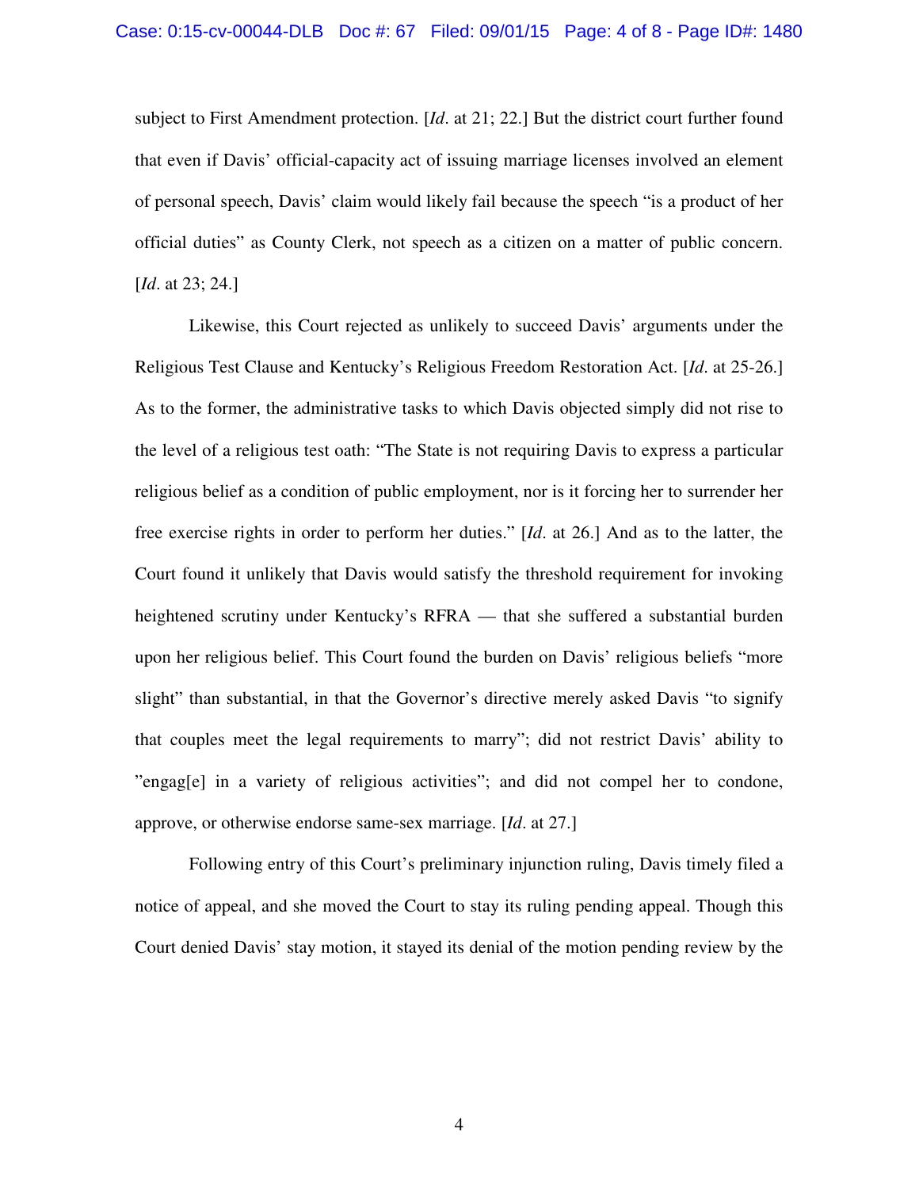subject to First Amendment protection. [*Id*. at 21; 22.] But the district court further found that even if Davis' official-capacity act of issuing marriage licenses involved an element of personal speech, Davis' claim would likely fail because the speech "is a product of her official duties" as County Clerk, not speech as a citizen on a matter of public concern. [*Id*. at 23; 24.]

Likewise, this Court rejected as unlikely to succeed Davis' arguments under the Religious Test Clause and Kentucky's Religious Freedom Restoration Act. [*Id*. at 25-26.] As to the former, the administrative tasks to which Davis objected simply did not rise to the level of a religious test oath: "The State is not requiring Davis to express a particular religious belief as a condition of public employment, nor is it forcing her to surrender her free exercise rights in order to perform her duties." [*Id*. at 26.] And as to the latter, the Court found it unlikely that Davis would satisfy the threshold requirement for invoking heightened scrutiny under Kentucky's RFRA — that she suffered a substantial burden upon her religious belief. This Court found the burden on Davis' religious beliefs "more slight" than substantial, in that the Governor's directive merely asked Davis "to signify that couples meet the legal requirements to marry"; did not restrict Davis' ability to "engag[e] in a variety of religious activities"; and did not compel her to condone, approve, or otherwise endorse same-sex marriage. [*Id*. at 27.]

Following entry of this Court's preliminary injunction ruling, Davis timely filed a notice of appeal, and she moved the Court to stay its ruling pending appeal. Though this Court denied Davis' stay motion, it stayed its denial of the motion pending review by the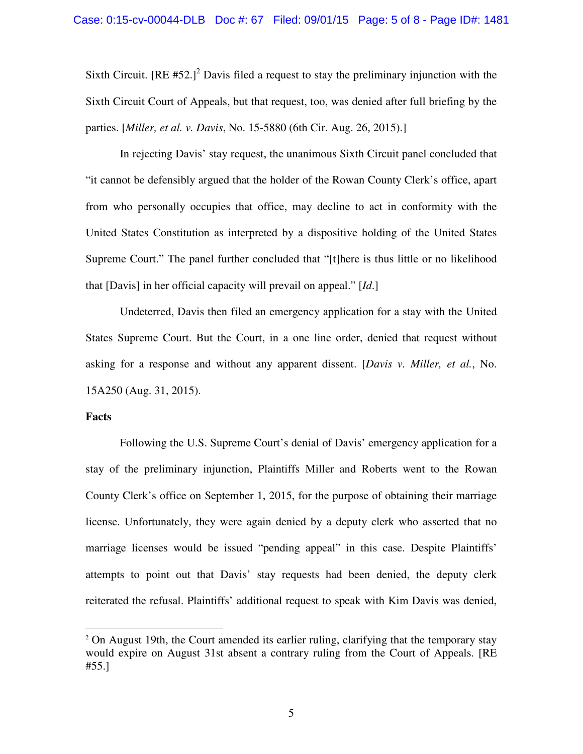Sixth Circuit. [RE #52.][2] Davis filed a request to stay the preliminary injunction with the Sixth Circuit Court of Appeals, but that request, too, was denied after full briefing by the parties. [*Miller, et al. v. Davis*, No. 15-5880 (6th Cir. Aug. 26, 2015).]

In rejecting Davis' stay request, the unanimous Sixth Circuit panel concluded that "it cannot be defensibly argued that the holder of the Rowan County Clerk's office, apart from who personally occupies that office, may decline to act in conformity with the United States Constitution as interpreted by a dispositive holding of the United States Supreme Court." The panel further concluded that "[t]here is thus little or no likelihood that [Davis] in her official capacity will prevail on appeal." [*Id*.]

Undeterred, Davis then filed an emergency application for a stay with the United States Supreme Court. But the Court, in a one line order, denied that request without asking for a response and without any apparent dissent. [*Davis v. Miller, et al.*, No. 15A250 (Aug. 31, 2015).

**Facts**

Following the U.S. Supreme Court's denial of Davis' emergency application for a stay of the preliminary injunction, Plaintiffs Miller and Roberts went to the Rowan County Clerk's office on September 1, 2015, for the purpose of obtaining their marriage license. Unfortunately, they were again denied by a deputy clerk who asserted that no marriage licenses would be issued "pending appeal" in this case. Despite Plaintiffs' attempts to point out that Davis' stay requests had been denied, the deputy clerk reiterated the refusal. Plaintiffs' additional request to speak with Kim Davis was denied,

---

[2] On August 19th, the Court amended its earlier ruling, clarifying that the temporary stay would expire on August 31st absent a contrary ruling from the Court of Appeals. [RE #55.]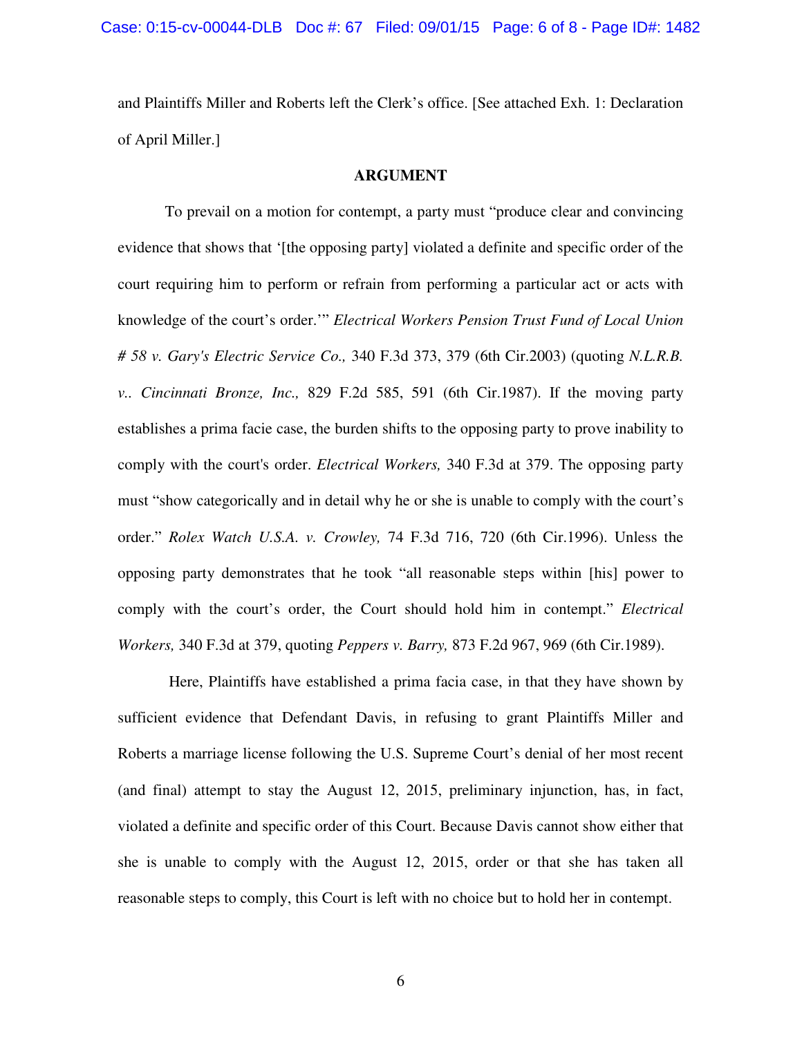and Plaintiffs Miller and Roberts left the Clerk's office. [See attached Exh. 1: Declaration of April Miller.]

**ARGUMENT**

To prevail on a motion for contempt, a party must "produce clear and convincing evidence that shows that '[the opposing party] violated a definite and specific order of the court requiring him to perform or refrain from performing a particular act or acts with knowledge of the court's order.'" *Electrical Workers Pension Trust Fund of Local Union # 58 v. Gary's Electric Service Co.,* 340 F.3d 373, 379 (6th Cir.2003) (quoting *N.L.R.B. v.. Cincinnati Bronze, Inc.,* 829 F.2d 585, 591 (6th Cir.1987). If the moving party establishes a prima facie case, the burden shifts to the opposing party to prove inability to comply with the court's order. *Electrical Workers,* 340 F.3d at 379. The opposing party must "show categorically and in detail why he or she is unable to comply with the court's order." *Rolex Watch U.S.A. v. Crowley,* 74 F.3d 716, 720 (6th Cir.1996). Unless the opposing party demonstrates that he took "all reasonable steps within [his] power to comply with the court's order, the Court should hold him in contempt." *Electrical Workers,* 340 F.3d at 379, quoting *Peppers v. Barry,* 873 F.2d 967, 969 (6th Cir.1989).

Here, Plaintiffs have established a prima facia case, in that they have shown by sufficient evidence that Defendant Davis, in refusing to grant Plaintiffs Miller and Roberts a marriage license following the U.S. Supreme Court's denial of her most recent (and final) attempt to stay the August 12, 2015, preliminary injunction, has, in fact, violated a definite and specific order of this Court. Because Davis cannot show either that she is unable to comply with the August 12, 2015, order or that she has taken all reasonable steps to comply, this Court is left with no choice but to hold her in contempt.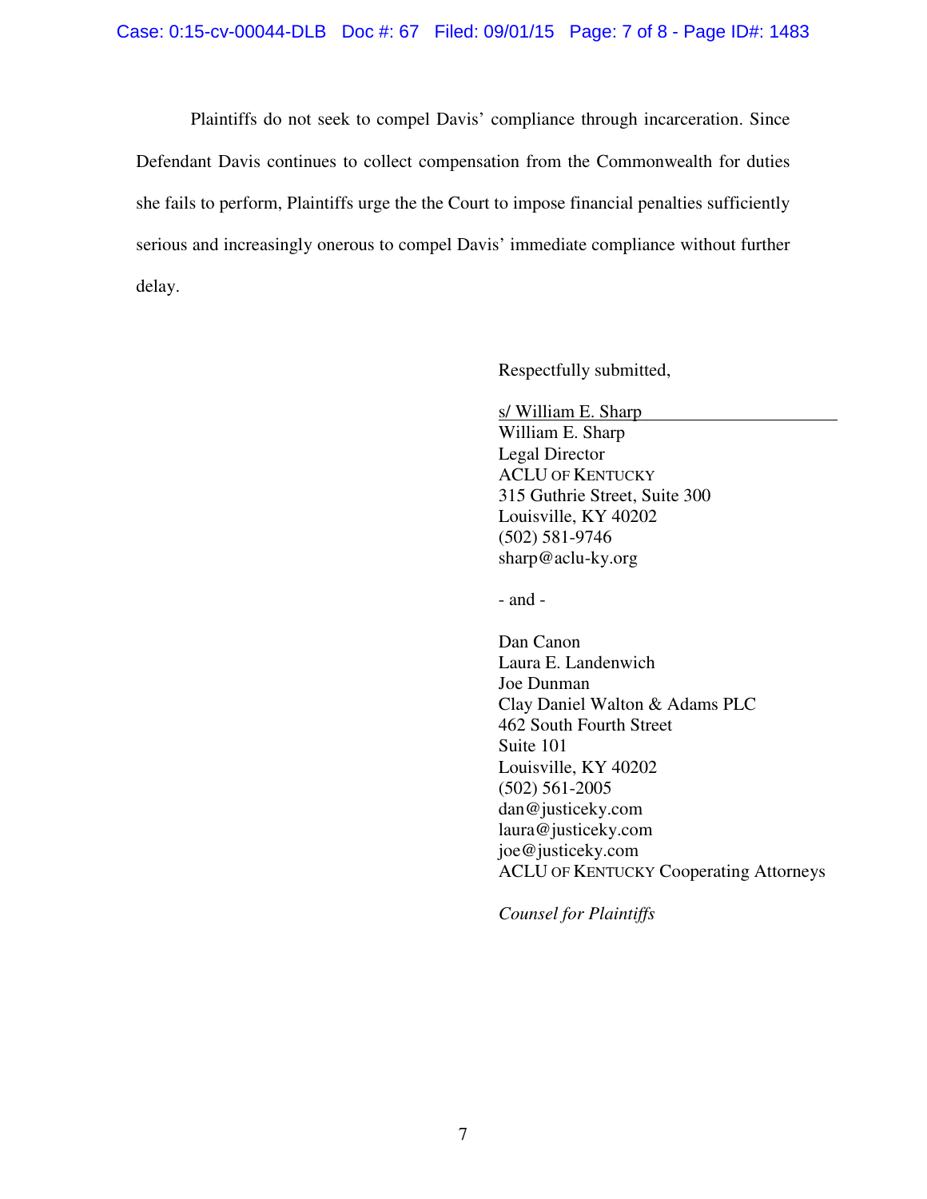Plaintiffs do not seek to compel Davis' compliance through incarceration. Since Defendant Davis continues to collect compensation from the Commonwealth for duties she fails to perform, Plaintiffs urge the the Court to impose financial penalties sufficiently serious and increasingly onerous to compel Davis' immediate compliance without further delay.

Respectfully submitted,

s/ William E. Sharp
William E. Sharp
Legal Director
ACLU OF KENTUCKY
315 Guthrie Street, Suite 300
Louisville, KY 40202
(502) 581-9746
sharp@aclu-ky.org

\- and -

Dan Canon
Laura E. Landenwich
Joe Dunman
Clay Daniel Walton & Adams PLC
462 South Fourth Street
Suite 101
Louisville, KY 40202
(502) 561-2005
dan@justiceky.com
laura@justiceky.com
joe@justiceky.com
ACLU OF KENTUCKY Cooperating Attorneys

*Counsel for Plaintiffs*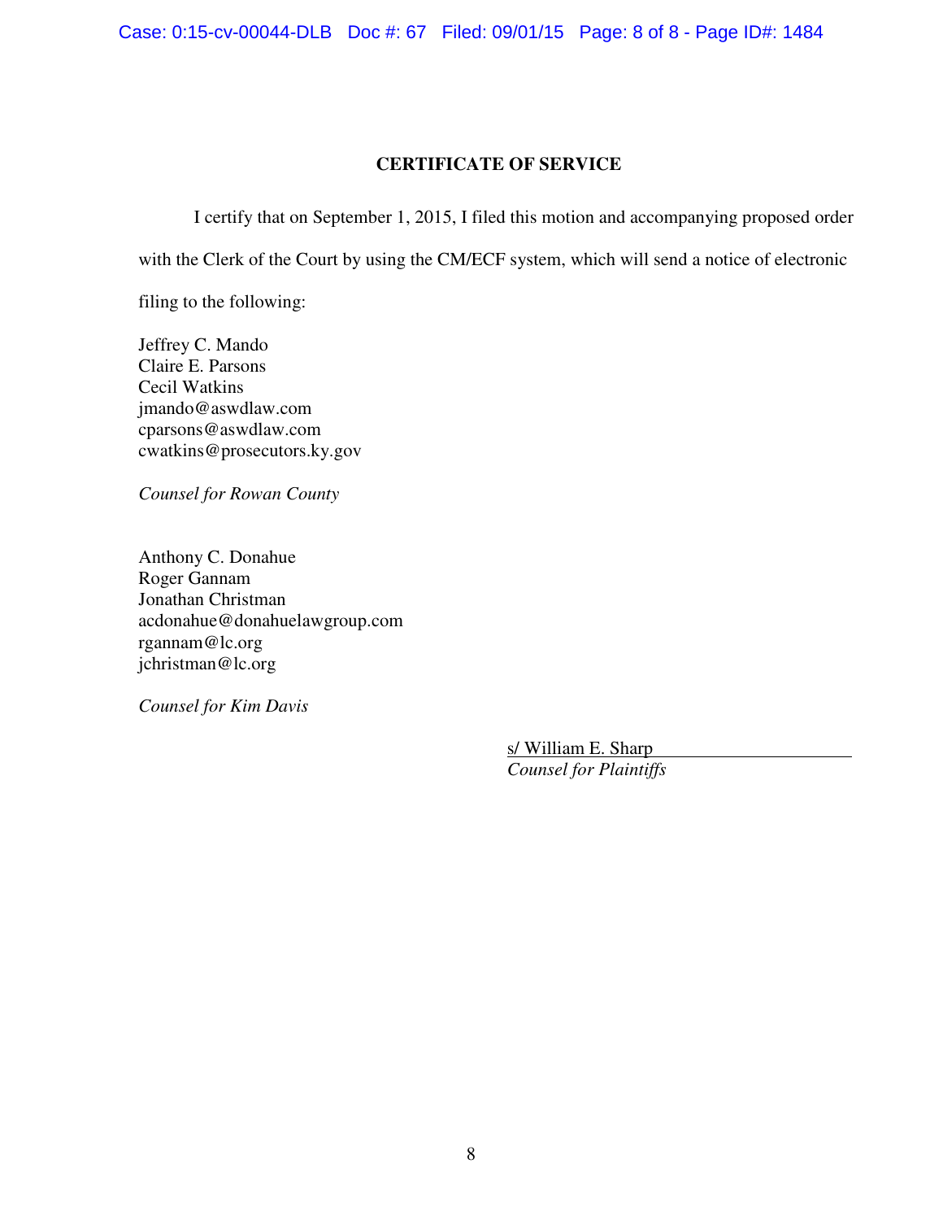## CERTIFICATE OF SERVICE

I certify that on September 1, 2015, I filed this motion and accompanying proposed order with the Clerk of the Court by using the CM/ECF system, which will send a notice of electronic filing to the following:

Jeffrey C. Mando
Claire E. Parsons
Cecil Watkins
jmando@aswdlaw.com
cparsons@aswdlaw.com
cwatkins@prosecutors.ky.gov

*Counsel for Rowan County*

Anthony C. Donahue
Roger Gannam
Jonathan Christman
acdonahue@donahuelawgroup.com
rgannam@lc.org
jchristman@lc.org

*Counsel for Kim Davis*

s/ William E. Sharp
*Counsel for Plaintiffs*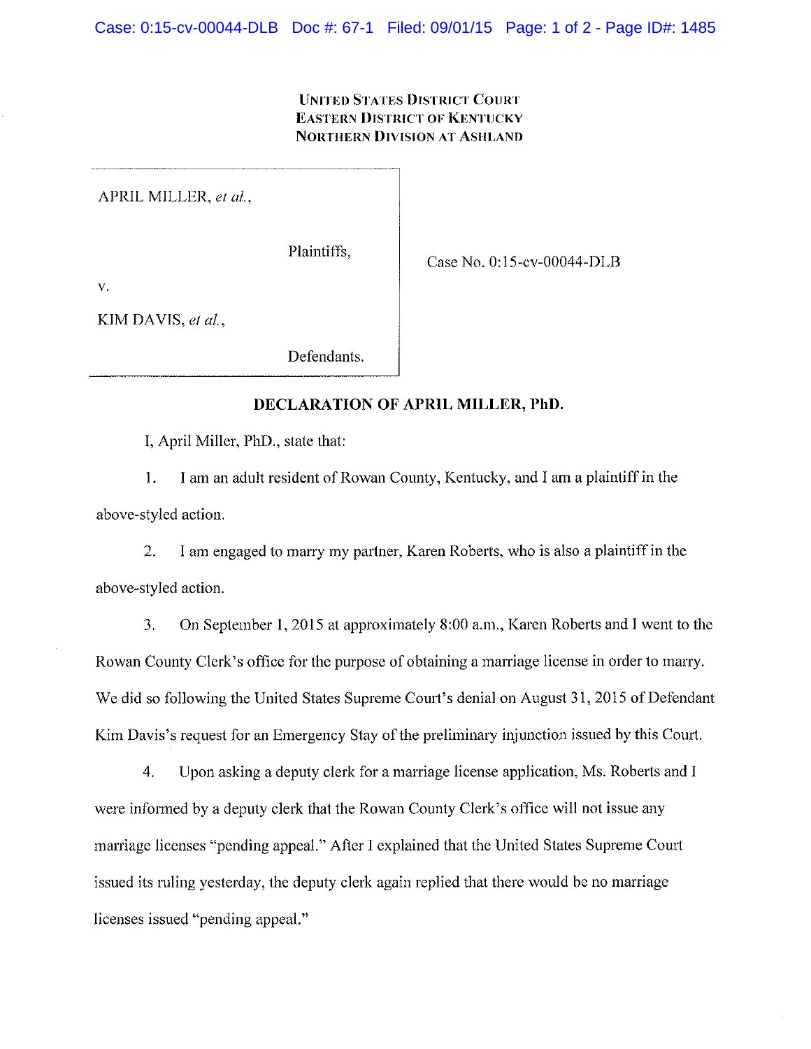UNITED STATES DISTRICT COURT
EASTERN DISTRICT OF KENTUCKY
NORTHERN DIVISION AT ASHLAND

| | |
|---|---|
| APRIL MILLER, *et al.*,<br><br>Plaintiffs,<br><br>v.<br><br>KIM DAVIS, *et al.*,<br><br>Defendants. | Case No. 0:15-cv-00044-DLB |

**DECLARATION OF APRIL MILLER, PhD.**

I, April Miller, PhD., state that:

1. I am an adult resident of Rowan County, Kentucky, and I am a plaintiff in the above-styled action.

2. I am engaged to marry my partner, Karen Roberts, who is also a plaintiff in the above-styled action.

3. On September 1, 2015 at approximately 8:00 a.m., Karen Roberts and I went to the Rowan County Clerk's office for the purpose of obtaining a marriage license in order to marry. We did so following the United States Supreme Court's denial on August 31, 2015 of Defendant Kim Davis's request for an Emergency Stay of the preliminary injunction issued by this Court.

4. Upon asking a deputy clerk for a marriage license application, Ms. Roberts and I were informed by a deputy clerk that the Rowan County Clerk's office will not issue any marriage licenses "pending appeal." After I explained that the United States Supreme Court issued its ruling yesterday, the deputy clerk again replied that there would be no marriage licenses issued "pending appeal."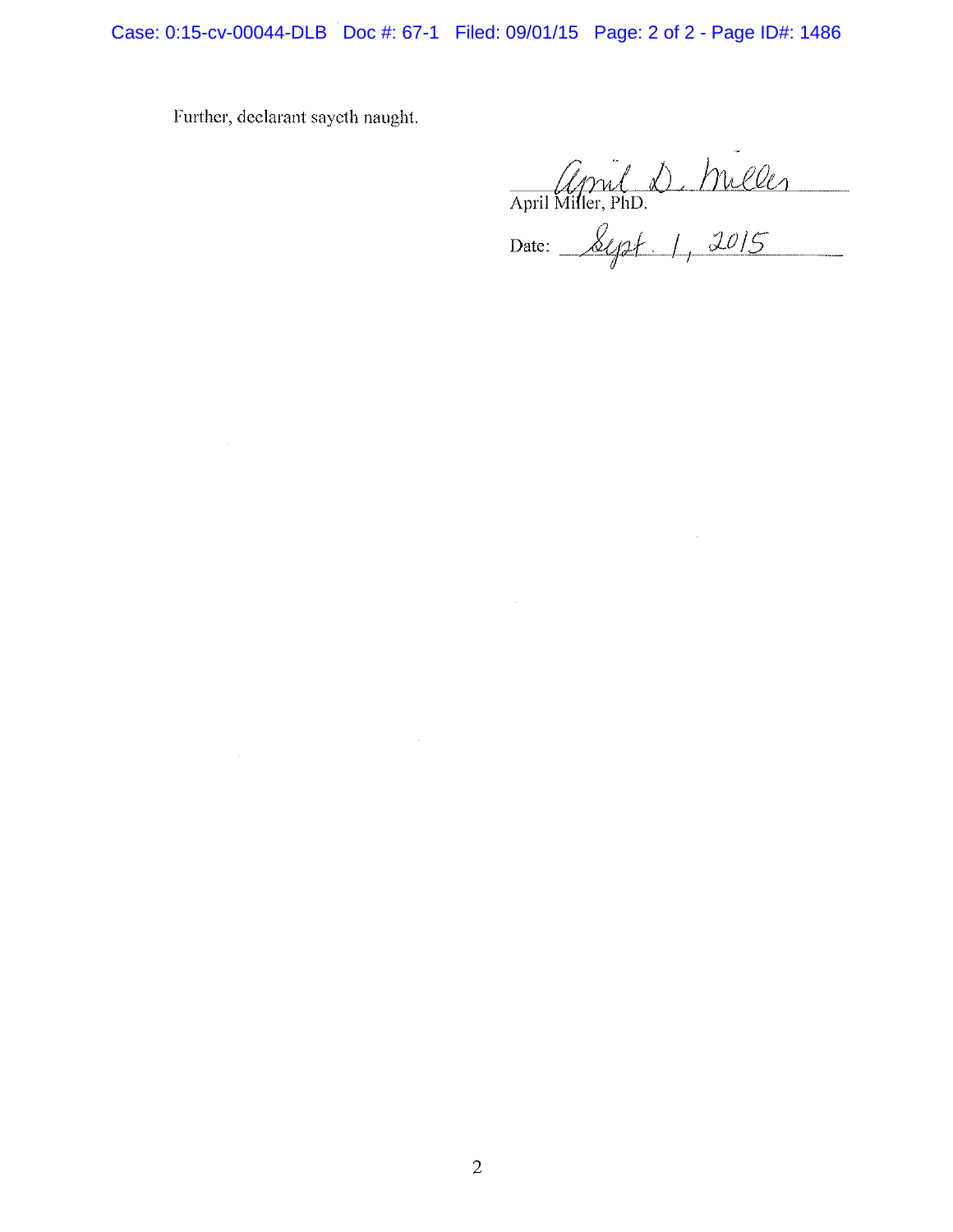Further, declarant sayeth naught.

April D. Miller

April Miller, PhD.

Date: Sept. 1, 2015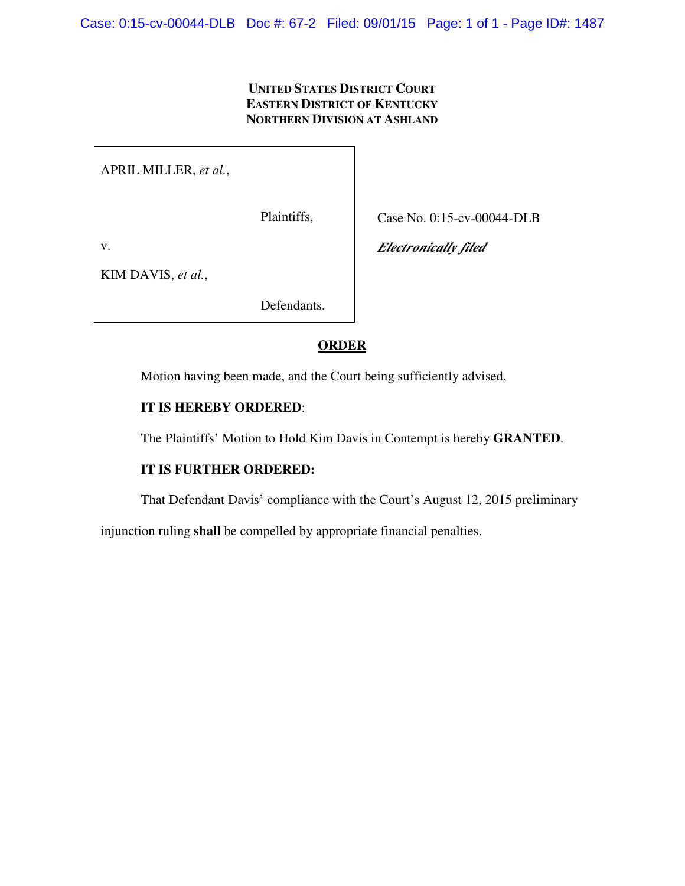**UNITED STATES DISTRICT COURT**
**EASTERN DISTRICT OF KENTUCKY**
**NORTHERN DIVISION AT ASHLAND**

| | |
|---|---|
| APRIL MILLER, *et al.*, | |
| Plaintiffs, | Case No. 0:15-cv-00044-DLB |
| v. | ***Electronically filed*** |
| KIM DAVIS, *et al.*, | |
| Defendants. | |

## ORDER

Motion having been made, and the Court being sufficiently advised,

**IT IS HEREBY ORDERED**:

The Plaintiffs' Motion to Hold Kim Davis in Contempt is hereby **GRANTED**.

**IT IS FURTHER ORDERED:**

That Defendant Davis' compliance with the Court's August 12, 2015 preliminary injunction ruling **shall** be compelled by appropriate financial penalties.